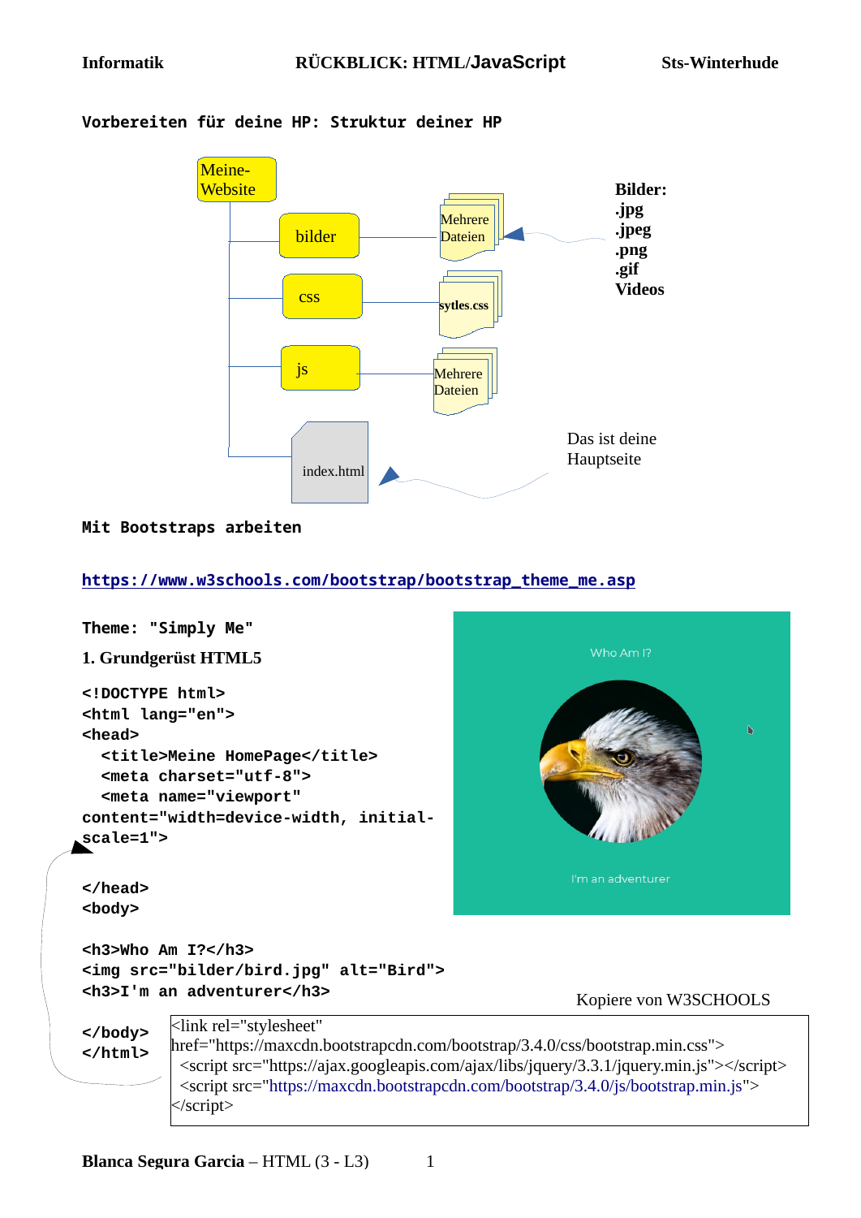Informatik — RÜCKBLICK: HTML/JavaScript — Sts-Winterhude

**Vorbereiten für deine HP: Struktur deiner HP**

- Meine-Website
  - bilder → Mehrere Dateien
  - css → sytles.css
  - js → Mehrere Dateien
  - index.html

**Bilder:**
**.jpg**
**.jpeg**
**.png**
**.gif**
**Videos**

Das ist deine Hauptseite

**Mit Bootstraps arbeiten**

[https://www.w3schools.com/bootstrap/bootstrap_theme_me.asp](https://www.w3schools.com/bootstrap/bootstrap_theme_me.asp)

**Theme: "Simply Me"**

**1. Grundgerüst HTML5**

```
<!DOCTYPE html>
<html lang="en">
<head>
  <title>Meine HomePage</title>
  <meta charset="utf-8">
  <meta name="viewport"
content="width=device-width, initial-scale=1">

</head>
<body>

<h3>Who Am I?</h3>
<img src="bilder/bird.jpg" alt="Bird">
<h3>I'm an adventurer</h3>

</body>
</html>
```

Who Am I?

I'm an adventurer

Kopiere von W3SCHOOLS

```
<link rel="stylesheet"
href="https://maxcdn.bootstrapcdn.com/bootstrap/3.4.0/css/bootstrap.min.css">
  <script src="https://ajax.googleapis.com/ajax/libs/jquery/3.3.1/jquery.min.js"></script>
  <script src="https://maxcdn.bootstrapcdn.com/bootstrap/3.4.0/js/bootstrap.min.js">
</script>
```

**Blanca Segura Garcia** – HTML (3 - L3)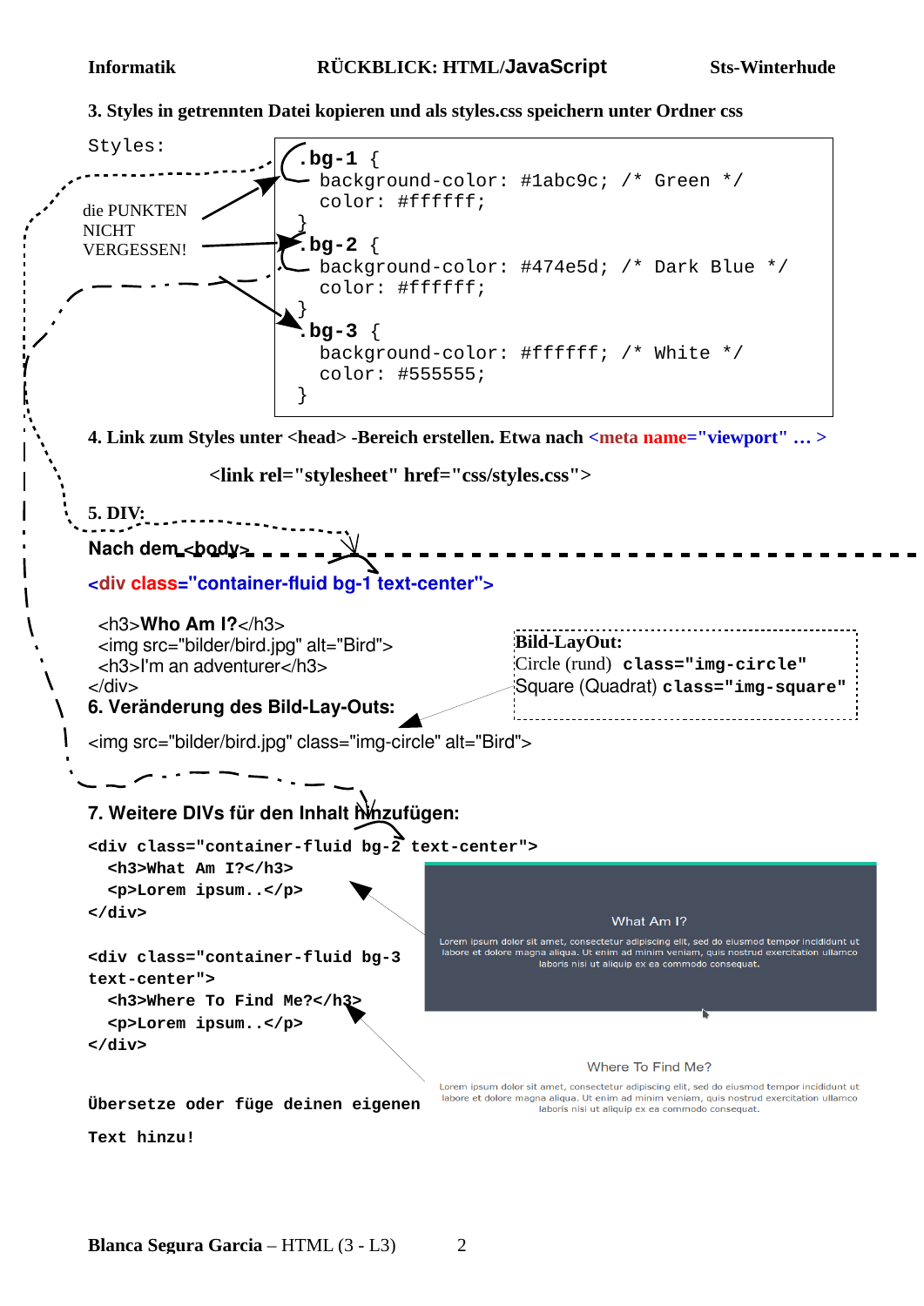**3. Styles in getrennten Datei kopieren und als styles.css speichern unter Ordner css**

Styles:

```
.bg-1 {
  background-color: #1abc9c; /* Green */
  color: #ffffff;
}
.bg-2 {
  background-color: #474e5d; /* Dark Blue */
  color: #ffffff;
}
.bg-3 {
  background-color: #ffffff; /* White */
  color: #555555;
}
```

die PUNKTEN NICHT VERGESSEN!

**4. Link zum Styles unter <head> -Bereich erstellen. Etwa nach <meta name="viewport" … >**

```
<link rel="stylesheet" href="css/styles.css">
```

**5. DIV:**

**Nach dem <body>**

```
<div class="container-fluid bg-1 text-center">

  <h3>Who Am I?</h3>
  <img src="bilder/bird.jpg" alt="Bird">
  <h3>I'm an adventurer</h3>
</div>
```

**Bild-LayOut:**
Circle (rund) `class="img-circle"`
Square (Quadrat) `class="img-square"`

**6. Veränderung des Bild-Lay-Outs:**

```
<img src="bilder/bird.jpg" class="img-circle" alt="Bird">
```

**7. Weitere DIVs für den Inhalt hinzufügen:**

```
<div class="container-fluid bg-2 text-center">
  <h3>What Am I?</h3>
  <p>Lorem ipsum..</p>
</div>

<div class="container-fluid bg-3 text-center">
  <h3>Where To Find Me?</h3>
  <p>Lorem ipsum..</p>
</div>
```

What Am I?

Lorem ipsum dolor sit amet, consectetur adipiscing elit, sed do eiusmod tempor incididunt ut labore et dolore magna aliqua. Ut enim ad minim veniam, quis nostrud exercitation ullamco laboris nisi ut aliquip ex ea commodo consequat.

Where To Find Me?

Lorem ipsum dolor sit amet, consectetur adipiscing elit, sed do eiusmod tempor incididunt ut labore et dolore magna aliqua. Ut enim ad minim veniam, quis nostrud exercitation ullamco laboris nisi ut aliquip ex ea commodo consequat.

Übersetze oder füge deinen eigenen Text hinzu!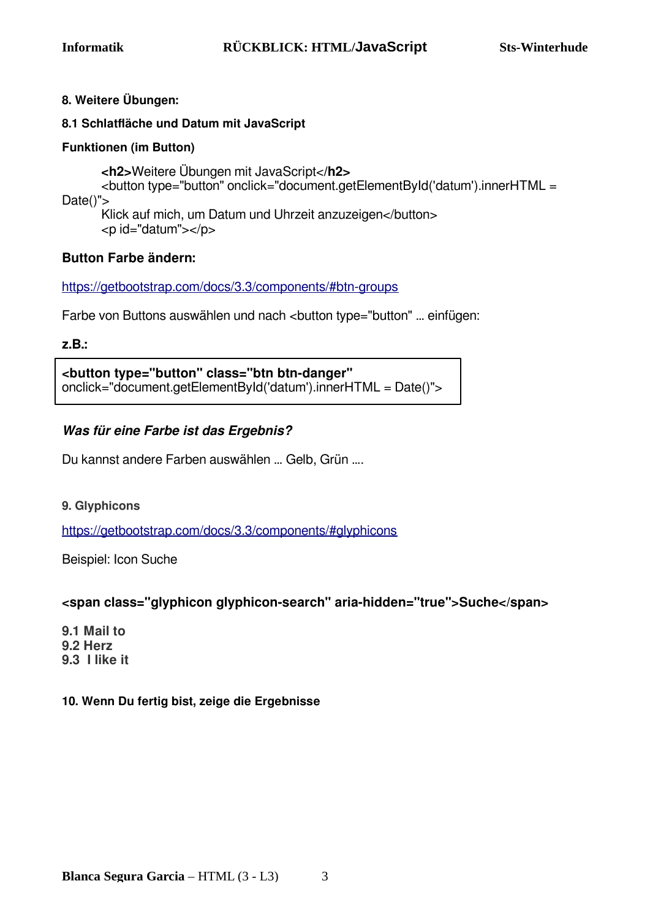**8. Weitere Übungen:**

**8.1 Schaltfläche und Datum mit JavaScript**

**Funktionen (im Button)**

```
<h2>Weitere Übungen mit JavaScript</h2>
<button type="button" onclick="document.getElementById('datum').innerHTML = Date()">
Klick auf mich, um Datum und Uhrzeit anzuzeigen</button>
<p id="datum"></p>
```

**Button Farbe ändern:**

https://getbootstrap.com/docs/3.3/components/#btn-groups

Farbe von Buttons auswählen und nach <button type="button" ... einfügen:

**z.B.:**

```
<button type="button" class="btn btn-danger"
onclick="document.getElementById('datum').innerHTML = Date()">
```

***Was für eine Farbe ist das Ergebnis?***

Du kannst andere Farben auswählen ... Gelb, Grün ....

**9. Glyphicons**

https://getbootstrap.com/docs/3.3/components/#glyphicons

Beispiel: Icon Suche

```
<span class="glyphicon glyphicon-search" aria-hidden="true">Suche</span>
```

**9.1 Mail to**
**9.2 Herz**
**9.3 I like it**

**10. Wenn Du fertig bist, zeige die Ergebnisse**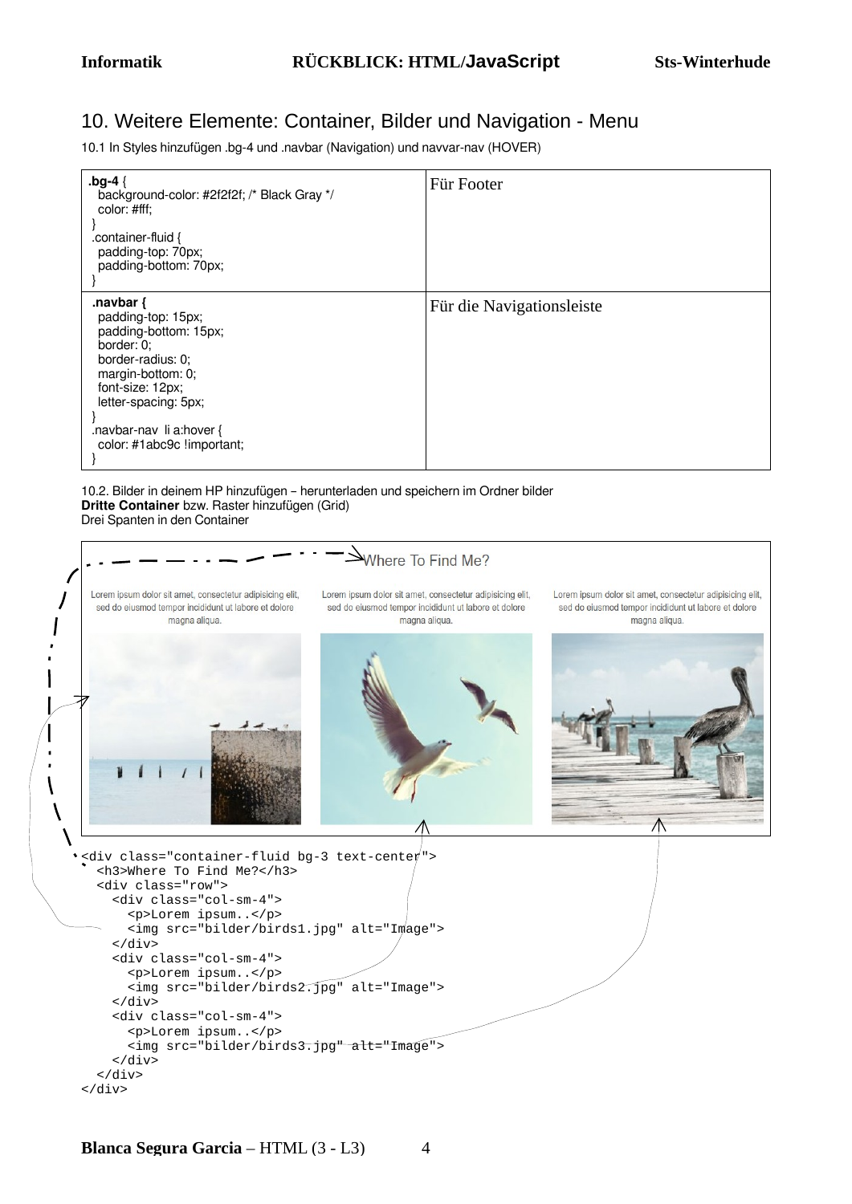## 10. Weitere Elemente: Container, Bilder und Navigation - Menu

10.1 In Styles hinzufügen .bg-4 und .navbar (Navigation) und navvar-nav (HOVER)

| Code | Beschreibung |
|---|---|
| **.bg-4** {<br>  background-color: #2f2f2f; /* Black Gray */<br>  color: #fff;<br>}<br>.container-fluid {<br>  padding-top: 70px;<br>  padding-bottom: 70px;<br>} | Für Footer |
| **.navbar {**<br>  padding-top: 15px;<br>  padding-bottom: 15px;<br>  border: 0;<br>  border-radius: 0;<br>  margin-bottom: 0;<br>  font-size: 12px;<br>  letter-spacing: 5px;<br>}<br>.navbar-nav  li a:hover {<br>  color: #1abc9c !important;<br>} | Für die Navigationsleiste |

10.2. Bilder in deinem HP hinzufügen – herunterladen und speichern im Ordner bilder
**Dritte Container** bzw. Raster hinzufügen (Grid)
Drei Spanten in den Container

Where To Find Me?

Lorem ipsum dolor sit amet, consectetur adipisicing elit, sed do eiusmod tempor incididunt ut labore et dolore magna aliqua.

Lorem ipsum dolor sit amet, consectetur adipisicing elit, sed do eiusmod tempor incididunt ut labore et dolore magna aliqua.

Lorem ipsum dolor sit amet, consectetur adipisicing elit, sed do eiusmod tempor incididunt ut labore et dolore magna aliqua.

```
<div class="container-fluid bg-3 text-center">
  <h3>Where To Find Me?</h3>
  <div class="row">
    <div class="col-sm-4">
      <p>Lorem ipsum..</p>
      <img src="bilder/birds1.jpg" alt="Image">
    </div>
    <div class="col-sm-4">
      <p>Lorem ipsum..</p>
      <img src="bilder/birds2.jpg" alt="Image">
    </div>
    <div class="col-sm-4">
      <p>Lorem ipsum..</p>
      <img src="bilder/birds3.jpg" alt="Image">
    </div>
  </div>
</div>
```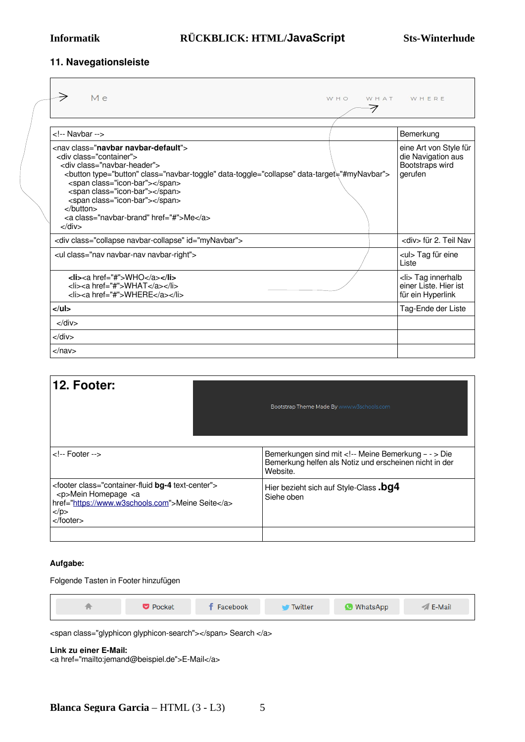## 11. Navegationsleiste

| <!-- Navbar --> | Bemerkung |
| --- | --- |
| <nav class="**navbar navbar-default**"> <div class="container"> <div class="navbar-header"> <button type="button" class="navbar-toggle" data-toggle="collapse" data-target="#myNavbar"> <span class="icon-bar"></span> <span class="icon-bar"></span> <span class="icon-bar"></span> </button> <a class="navbar-brand" href="#">Me</a> </div> | eine Art von Style für die Navigation aus Bootstraps wird gerufen |
| <div class="collapse navbar-collapse" id="myNavbar"> | <div> für 2. Teil Nav |
| <ul class="nav navbar-nav navbar-right"> | <ul> Tag für eine Liste |
| **<li>**<a href="#">WHO</a>**</li>** <li><a href="#">WHAT</a></li> <li><a href="#">WHERE</a></li> | <li> Tag innerhalb einer Liste. Hier ist für ein Hyperlink |
| **</ul>** | Tag-Ende der Liste |
| </div> | |
| </div> | |
| </nav> | |

## 12. Footer:

| <!-- Footer --> | Bemerkungen sind mit <!-- Meine Bemerkung - - > Die Bemerkung helfen als Notiz und erscheinen nicht in der Website. |
| --- | --- |
| <footer class="container-fluid **bg-4** text-center"> <p>Mein Homepage <a href="https://www.w3schools.com">Meine Seite</a> </p> </footer> | Hier bezieht sich auf Style-Class **.bg4** Siehe oben |
| | |

**Aufgabe:**

Folgende Tasten in Footer hinzufügen

<span class="glyphicon glyphicon-search"></span> Search </a>

**Link zu einer E-Mail:**
<a href="mailto:jemand@beispiel.de">E-Mail</a>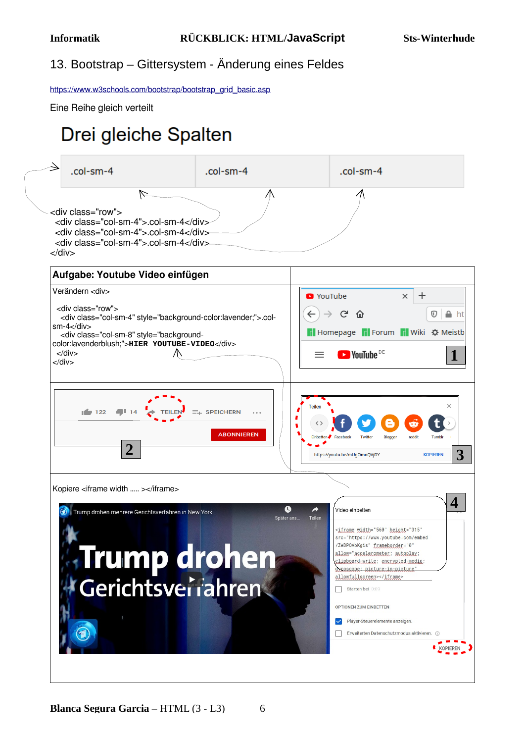## 13. Bootstrap – Gittersystem - Änderung eines Feldes

https://www.w3schools.com/bootstrap/bootstrap_grid_basic.asp

Eine Reihe gleich verteilt

# Drei gleiche Spalten

| .col-sm-4 | .col-sm-4 | .col-sm-4 |
|---|---|---|

```
<div class="row">
  <div class="col-sm-4">.col-sm-4</div>
  <div class="col-sm-4">.col-sm-4</div>
  <div class="col-sm-4">.col-sm-4</div>
</div>
```

### Aufgabe: Youtube Video einfügen

Verändern <div>

```
<div class="row">
  <div class="col-sm-4" style="background-color:lavender;">.col-sm-4</div>
  <div class="col-sm-8" style="background-color:lavenderblush;">HIER YOUTUBE-VIDEO</div>
</div>
```

1 — YouTube

2 — TEILEN

3 — Einbetten

Kopiere <iframe width ..... ></iframe>

4 — Video einbetten

```
<iframe width="560" height="315" src="https://www.youtube.com/embed/ZeDPOAbKgis" frameborder="0" allow="accelerometer; autoplay; clipboard-write; encrypted-media; gyroscope; picture-in-picture" allowfullscreen></iframe>
```

KOPIEREN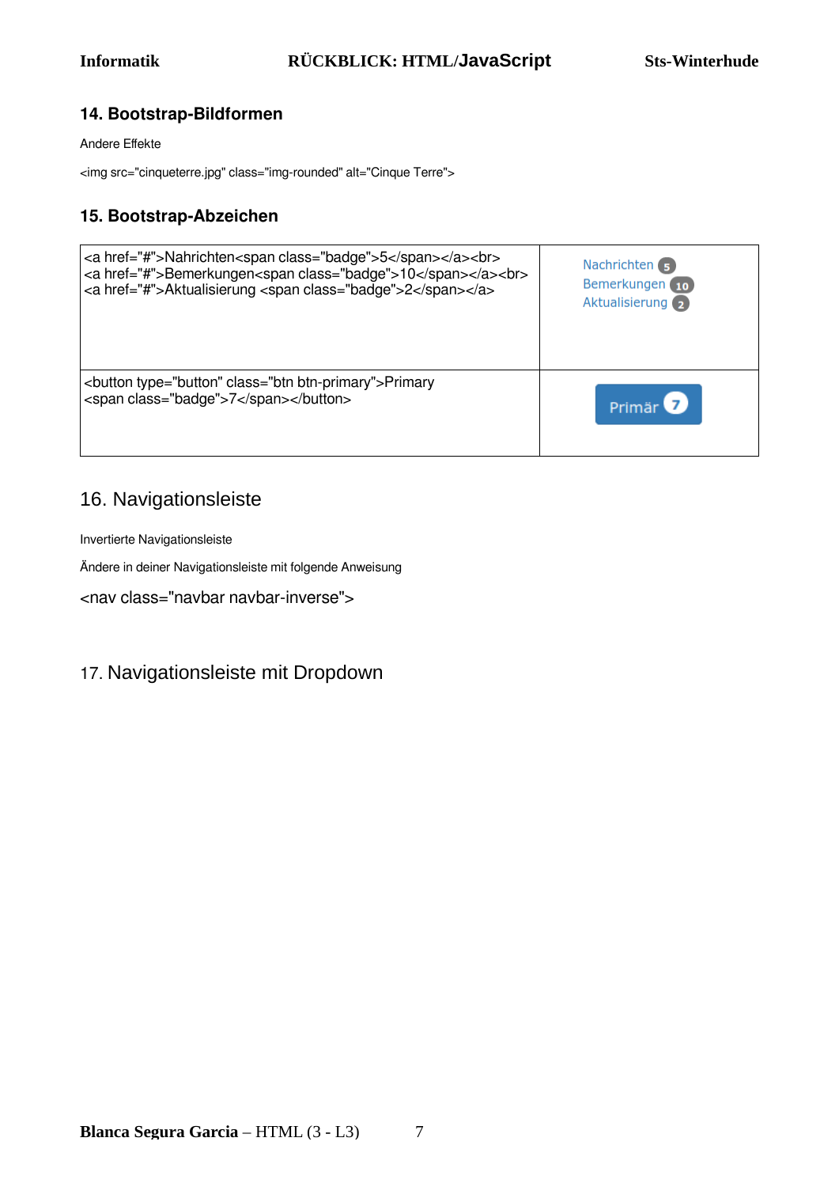## 14. Bootstrap-Bildformen

Andere Effekte

<img src="cinqueterre.jpg" class="img-rounded" alt="Cinque Terre">

## 15. Bootstrap-Abzeichen

| | |
|---|---|
| <a href="#">Nahrichten<span class="badge">5</span></a><br> <a href="#">Bemerkungen<span class="badge">10</span></a><br> <a href="#">Aktualisierung <span class="badge">2</span></a> | Nachrichten 5 Bemerkungen 10 Aktualisierung 2 |
| <button type="button" class="btn btn-primary">Primary <span class="badge">7</span></button> | Primär 7 |

## 16. Navigationsleiste

Invertierte Navigationsleiste

Ändere in deiner Navigationsleiste mit folgende Anweisung

<nav class="navbar navbar-inverse">

## 17. Navigationsleiste mit Dropdown